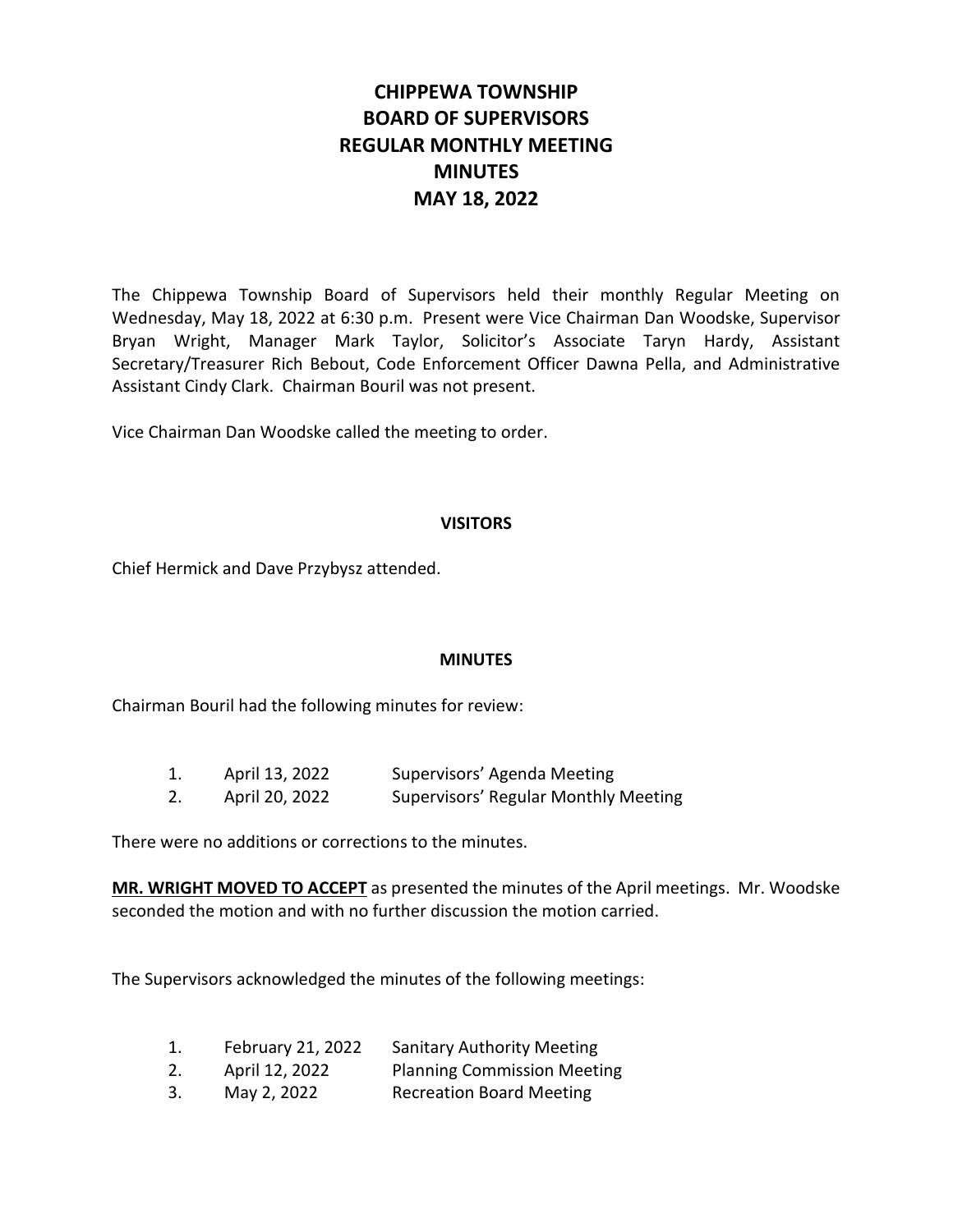# CHIPPEWA TOWNSHIP
# BOARD OF SUPERVISORS
# REGULAR MONTHLY MEETING
# MINUTES
# MAY 18, 2022

The Chippewa Township Board of Supervisors held their monthly Regular Meeting on Wednesday, May 18, 2022 at 6:30 p.m. Present were Vice Chairman Dan Woodske, Supervisor Bryan Wright, Manager Mark Taylor, Solicitor's Associate Taryn Hardy, Assistant Secretary/Treasurer Rich Bebout, Code Enforcement Officer Dawna Pella, and Administrative Assistant Cindy Clark. Chairman Bouril was not present.

Vice Chairman Dan Woodske called the meeting to order.

## VISITORS

Chief Hermick and Dave Przybysz attended.

## MINUTES

Chairman Bouril had the following minutes for review:

1. April 13, 2022 — Supervisors' Agenda Meeting
2. April 20, 2022 — Supervisors' Regular Monthly Meeting

There were no additions or corrections to the minutes.

**MR. WRIGHT MOVED TO ACCEPT** as presented the minutes of the April meetings. Mr. Woodske seconded the motion and with no further discussion the motion carried.

The Supervisors acknowledged the minutes of the following meetings:

1. February 21, 2022 — Sanitary Authority Meeting
2. April 12, 2022 — Planning Commission Meeting
3. May 2, 2022 — Recreation Board Meeting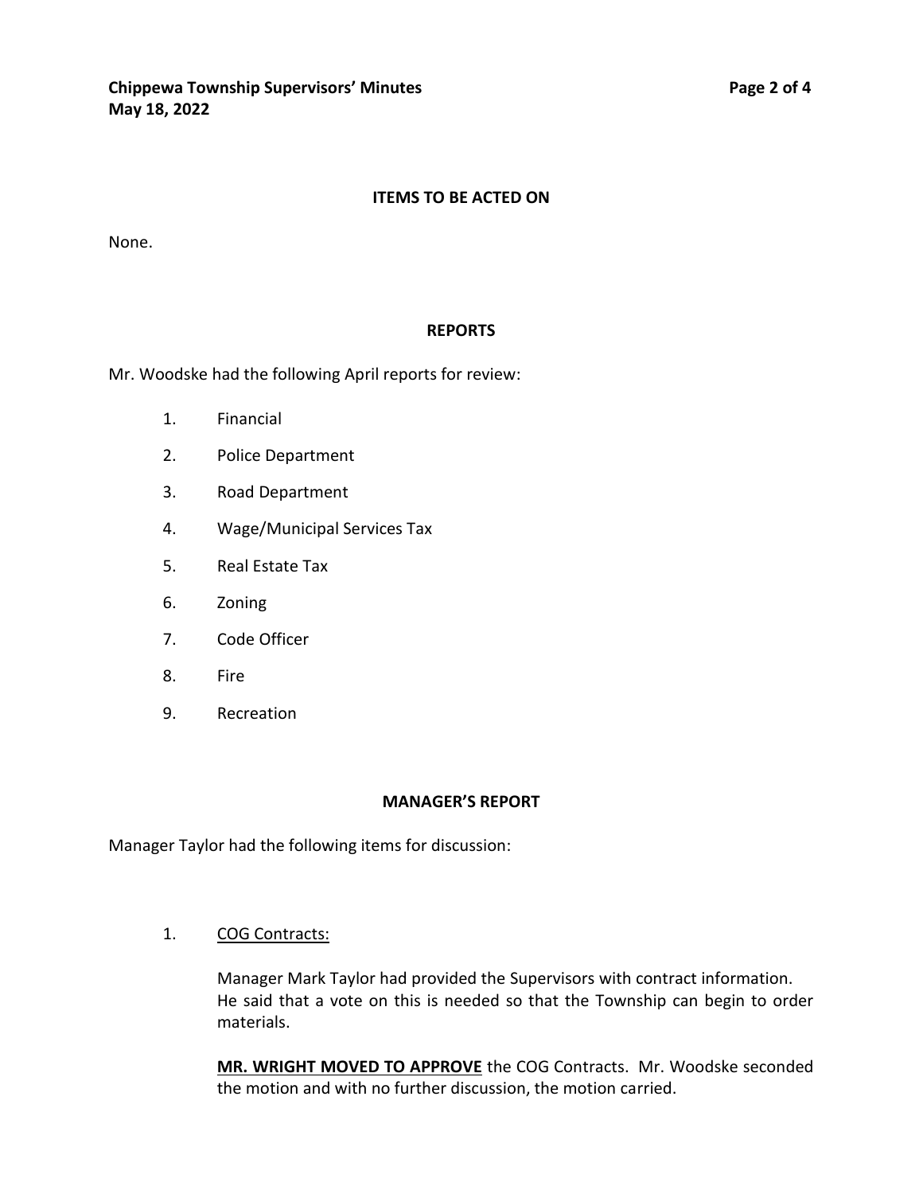## ITEMS TO BE ACTED ON

None.

## REPORTS

Mr. Woodske had the following April reports for review:

1. Financial
2. Police Department
3. Road Department
4. Wage/Municipal Services Tax
5. Real Estate Tax
6. Zoning
7. Code Officer
8. Fire
9. Recreation

## MANAGER'S REPORT

Manager Taylor had the following items for discussion:

1. <u>COG Contracts:</u>

   Manager Mark Taylor had provided the Supervisors with contract information. He said that a vote on this is needed so that the Township can begin to order materials.

   **<u>MR. WRIGHT MOVED TO APPROVE</u>** the COG Contracts. Mr. Woodske seconded the motion and with no further discussion, the motion carried.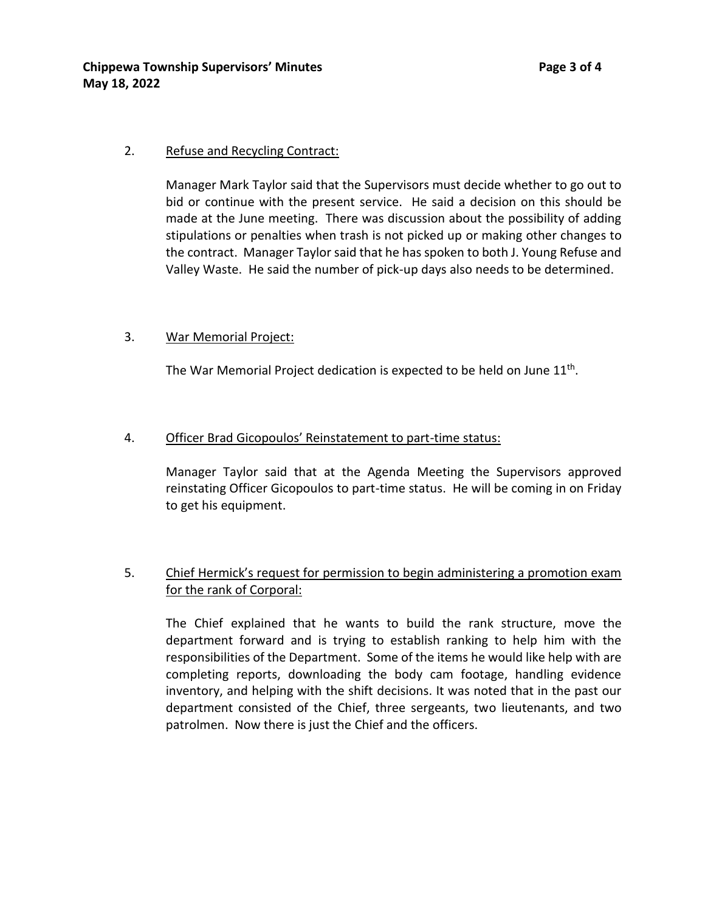2. <u>Refuse and Recycling Contract:</u>

   Manager Mark Taylor said that the Supervisors must decide whether to go out to bid or continue with the present service. He said a decision on this should be made at the June meeting. There was discussion about the possibility of adding stipulations or penalties when trash is not picked up or making other changes to the contract. Manager Taylor said that he has spoken to both J. Young Refuse and Valley Waste. He said the number of pick-up days also needs to be determined.

3. <u>War Memorial Project:</u>

   The War Memorial Project dedication is expected to be held on June 11th.

4. <u>Officer Brad Gicopoulos' Reinstatement to part-time status:</u>

   Manager Taylor said that at the Agenda Meeting the Supervisors approved reinstating Officer Gicopoulos to part-time status. He will be coming in on Friday to get his equipment.

5. <u>Chief Hermick's request for permission to begin administering a promotion exam for the rank of Corporal:</u>

   The Chief explained that he wants to build the rank structure, move the department forward and is trying to establish ranking to help him with the responsibilities of the Department. Some of the items he would like help with are completing reports, downloading the body cam footage, handling evidence inventory, and helping with the shift decisions. It was noted that in the past our department consisted of the Chief, three sergeants, two lieutenants, and two patrolmen. Now there is just the Chief and the officers.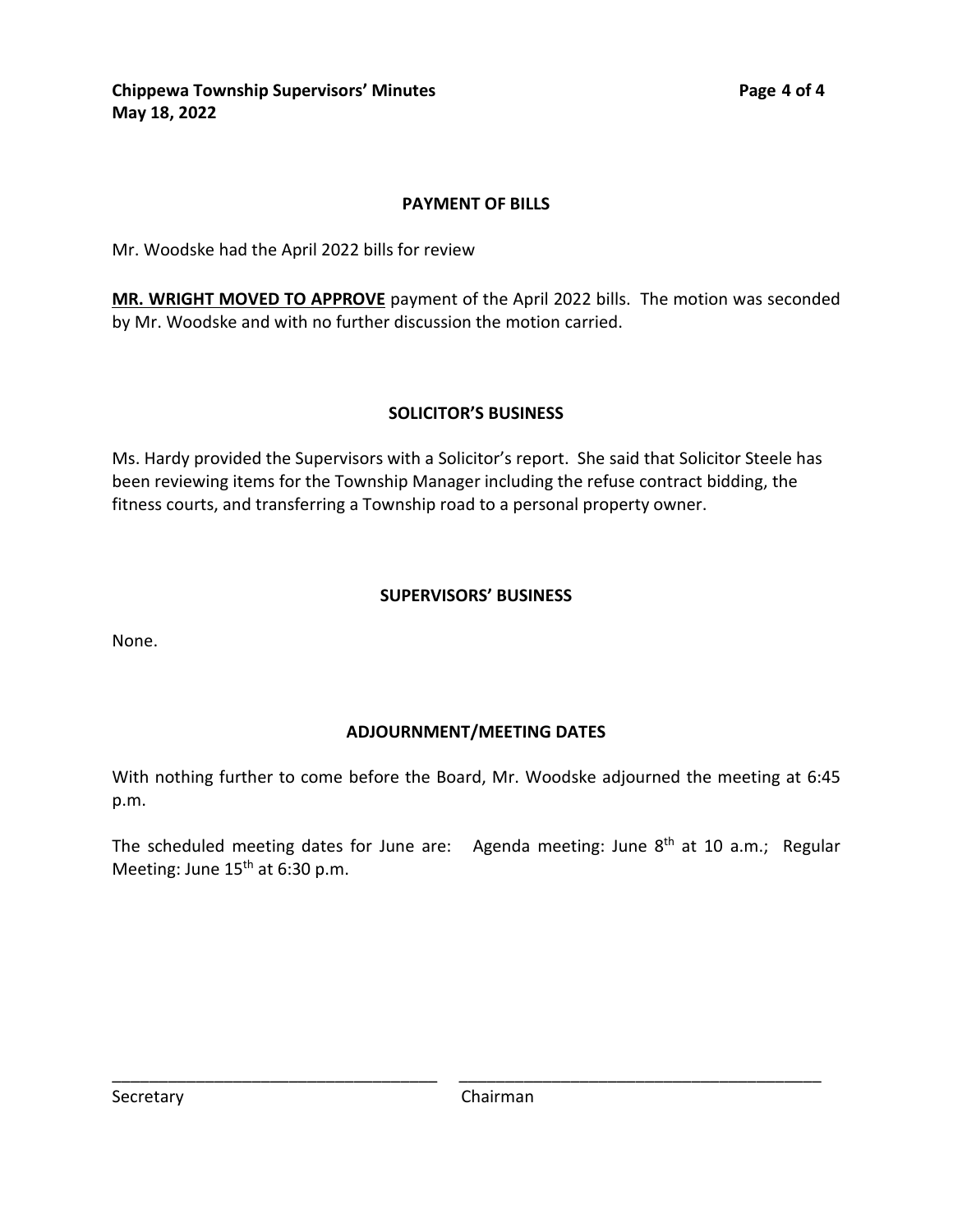### PAYMENT OF BILLS

Mr. Woodske had the April 2022 bills for review

**MR. WRIGHT MOVED TO APPROVE** payment of the April 2022 bills. The motion was seconded by Mr. Woodske and with no further discussion the motion carried.

### SOLICITOR'S BUSINESS

Ms. Hardy provided the Supervisors with a Solicitor's report. She said that Solicitor Steele has been reviewing items for the Township Manager including the refuse contract bidding, the fitness courts, and transferring a Township road to a personal property owner.

### SUPERVISORS' BUSINESS

None.

### ADJOURNMENT/MEETING DATES

With nothing further to come before the Board, Mr. Woodske adjourned the meeting at 6:45 p.m.

The scheduled meeting dates for June are: Agenda meeting: June 8th at 10 a.m.; Regular Meeting: June 15th at 6:30 p.m.

\_\_\_\_\_\_\_\_\_\_\_\_\_\_\_\_\_\_\_\_\_\_\_\_\_\_\_\_\_\_\_\_\_\_\_ \_\_\_\_\_\_\_\_\_\_\_\_\_\_\_\_\_\_\_\_\_\_\_\_\_\_\_\_\_\_\_\_\_\_\_\_\_\_\_

Secretary Chairman